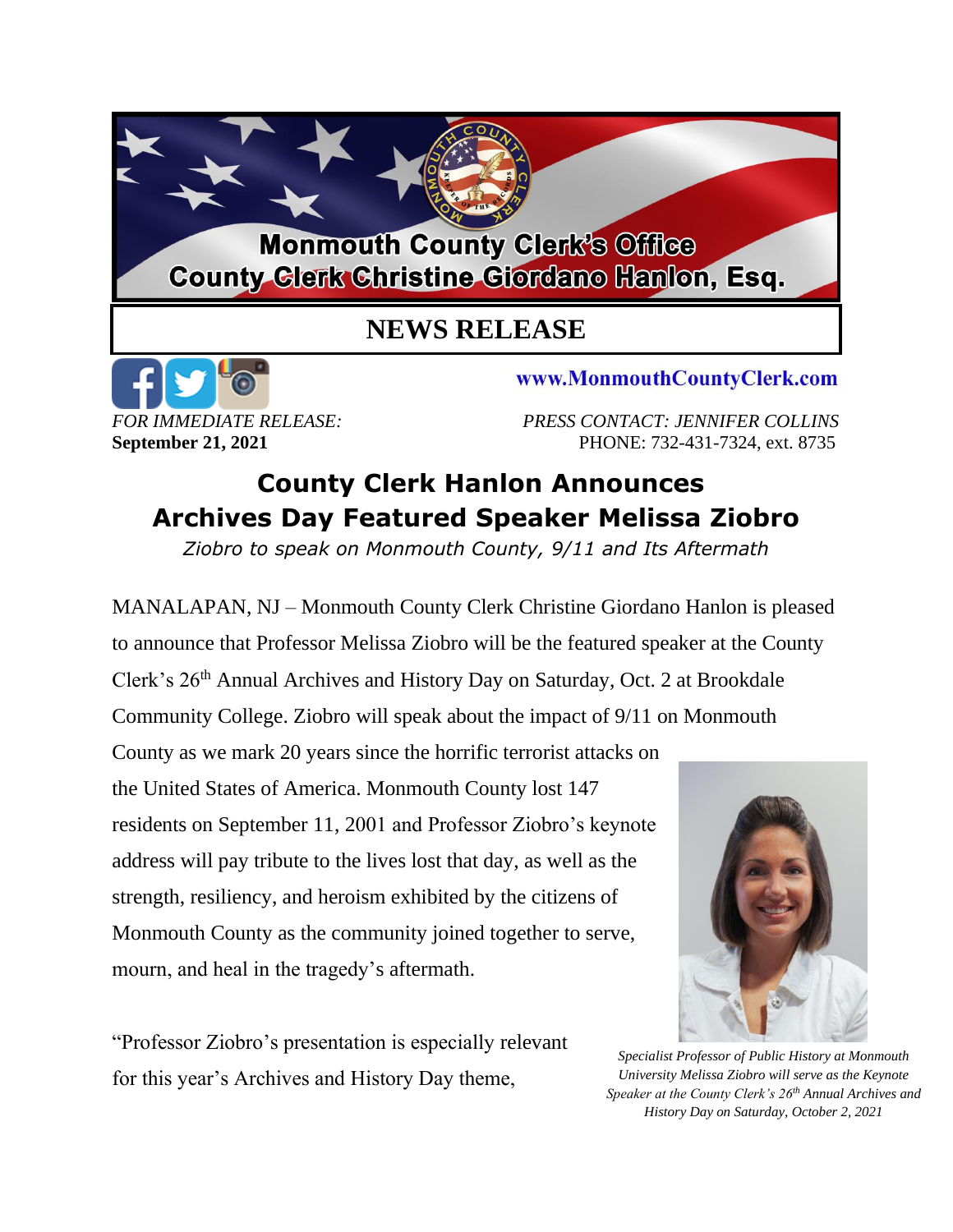**Monmouth County Clerk's Office**
**County Clerk Christine Giordano Hanlon, Esq.**

# NEWS RELEASE

**www.MonmouthCountyClerk.com**

*FOR IMMEDIATE RELEASE:*
**September 21, 2021**

*PRESS CONTACT: JENNIFER COLLINS*
PHONE: 732-431-7324, ext. 8735

## County Clerk Hanlon Announces Archives Day Featured Speaker Melissa Ziobro

*Ziobro to speak on Monmouth County, 9/11 and Its Aftermath*

MANALAPAN, NJ – Monmouth County Clerk Christine Giordano Hanlon is pleased to announce that Professor Melissa Ziobro will be the featured speaker at the County Clerk's 26th Annual Archives and History Day on Saturday, Oct. 2 at Brookdale Community College. Ziobro will speak about the impact of 9/11 on Monmouth County as we mark 20 years since the horrific terrorist attacks on the United States of America. Monmouth County lost 147 residents on September 11, 2001 and Professor Ziobro's keynote address will pay tribute to the lives lost that day, as well as the strength, resiliency, and heroism exhibited by the citizens of Monmouth County as the community joined together to serve, mourn, and heal in the tragedy's aftermath.

*Specialist Professor of Public History at Monmouth University Melissa Ziobro will serve as the Keynote Speaker at the County Clerk's 26th Annual Archives and History Day on Saturday, October 2, 2021*

"Professor Ziobro's presentation is especially relevant for this year's Archives and History Day theme,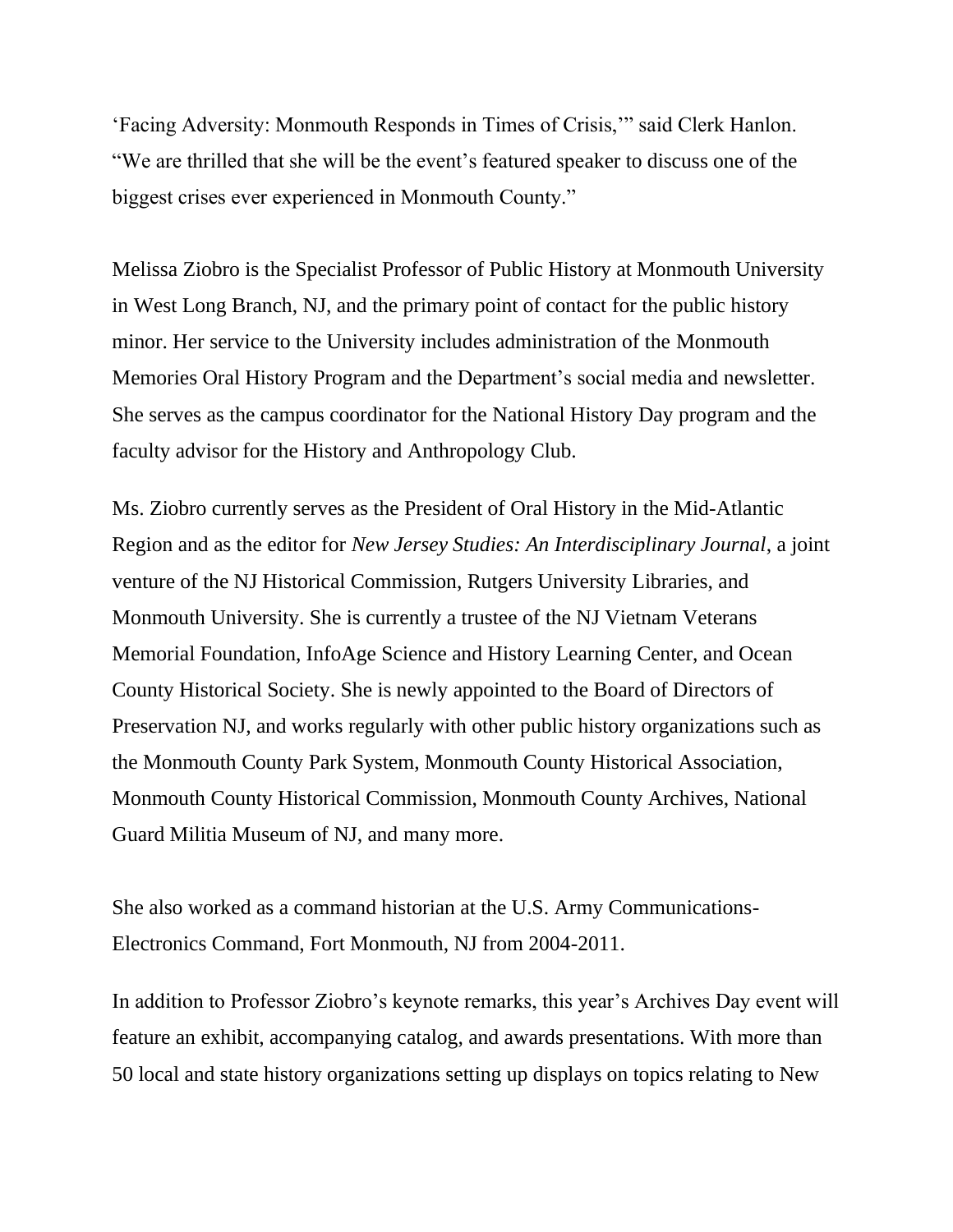‘Facing Adversity: Monmouth Responds in Times of Crisis,’” said Clerk Hanlon. “We are thrilled that she will be the event’s featured speaker to discuss one of the biggest crises ever experienced in Monmouth County.”

Melissa Ziobro is the Specialist Professor of Public History at Monmouth University in West Long Branch, NJ, and the primary point of contact for the public history minor. Her service to the University includes administration of the Monmouth Memories Oral History Program and the Department’s social media and newsletter. She serves as the campus coordinator for the National History Day program and the faculty advisor for the History and Anthropology Club.

Ms. Ziobro currently serves as the President of Oral History in the Mid-Atlantic Region and as the editor for *New Jersey Studies: An Interdisciplinary Journal*, a joint venture of the NJ Historical Commission, Rutgers University Libraries, and Monmouth University. She is currently a trustee of the NJ Vietnam Veterans Memorial Foundation, InfoAge Science and History Learning Center, and Ocean County Historical Society. She is newly appointed to the Board of Directors of Preservation NJ, and works regularly with other public history organizations such as the Monmouth County Park System, Monmouth County Historical Association, Monmouth County Historical Commission, Monmouth County Archives, National Guard Militia Museum of NJ, and many more.

She also worked as a command historian at the U.S. Army Communications-Electronics Command, Fort Monmouth, NJ from 2004-2011.

In addition to Professor Ziobro’s keynote remarks, this year’s Archives Day event will feature an exhibit, accompanying catalog, and awards presentations. With more than 50 local and state history organizations setting up displays on topics relating to New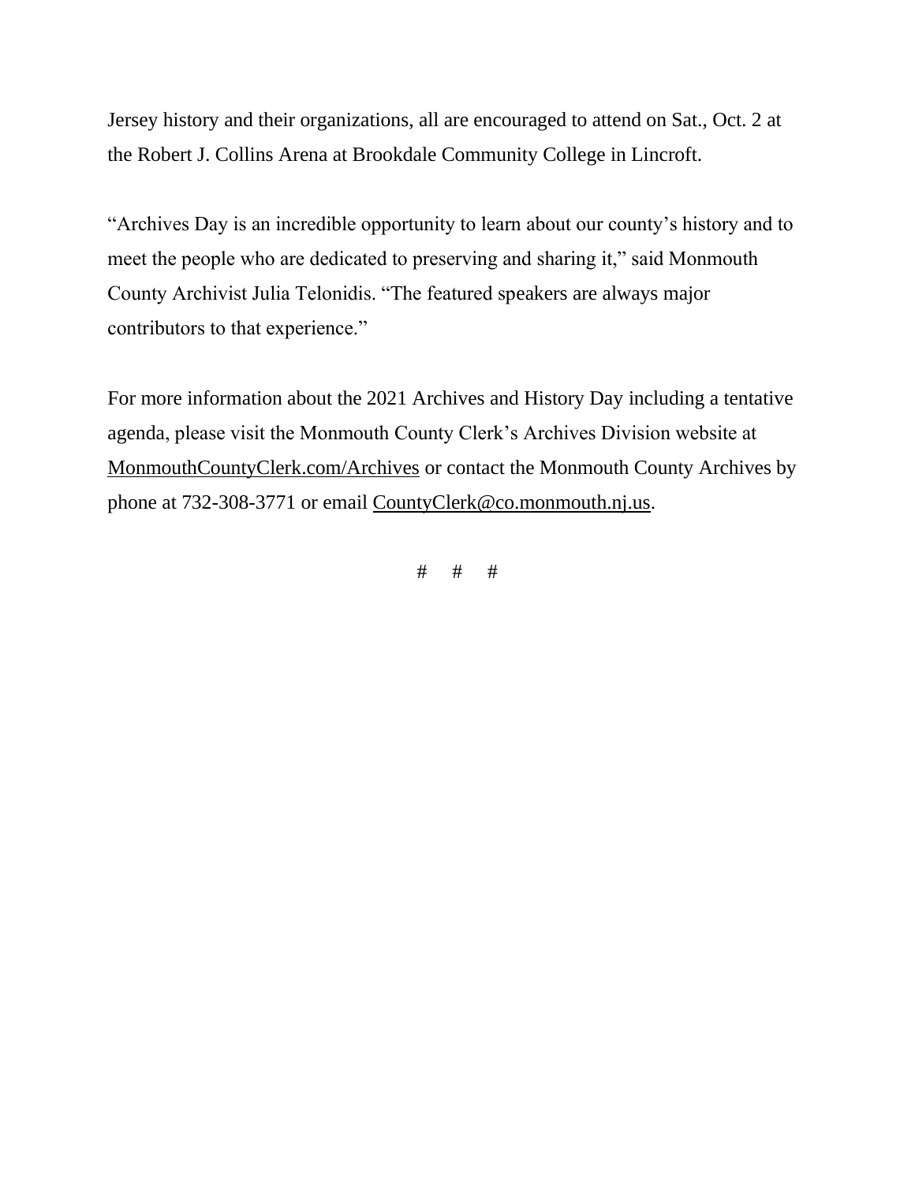Jersey history and their organizations, all are encouraged to attend on Sat., Oct. 2 at the Robert J. Collins Arena at Brookdale Community College in Lincroft.

"Archives Day is an incredible opportunity to learn about our county's history and to meet the people who are dedicated to preserving and sharing it," said Monmouth County Archivist Julia Telonidis. "The featured speakers are always major contributors to that experience."

For more information about the 2021 Archives and History Day including a tentative agenda, please visit the Monmouth County Clerk's Archives Division website at MonmouthCountyClerk.com/Archives or contact the Monmouth County Archives by phone at 732-308-3771 or email CountyClerk@co.monmouth.nj.us.

# # #